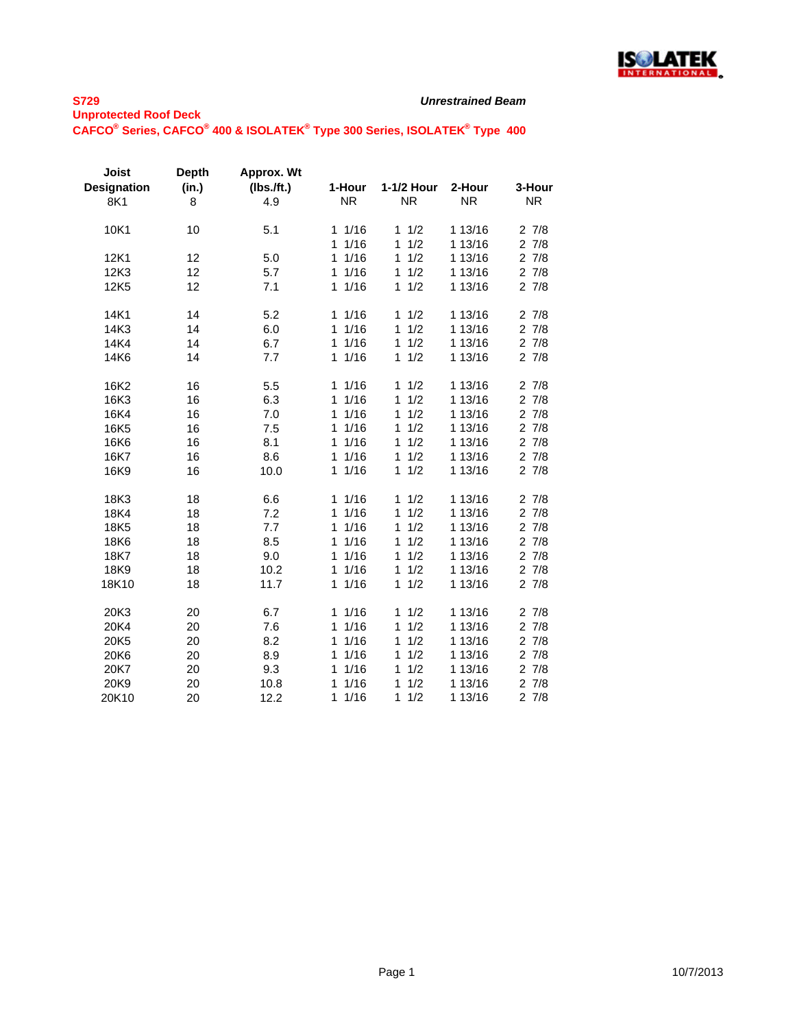**S729**

**Unprotected Roof Deck**

**CAFCO® Series, CAFCO® 400 & ISOLATEK® Type 300 Series, ISOLATEK® Type 400**

***Unrestrained Beam***

| Joist Designation | Depth (in.) | Approx. Wt (lbs./ft.) | 1-Hour | 1-1/2 Hour | 2-Hour | 3-Hour |
|---|---|---|---|---|---|---|
| 8K1 | 8 | 4.9 | NR | NR | NR | NR |
| 10K1 | 10 | 5.1 | 1 1/16 | 1 1/2 | 1 13/16 | 2 7/8 |
| | | | 1 1/16 | 1 1/2 | 1 13/16 | 2 7/8 |
| 12K1 | 12 | 5.0 | 1 1/16 | 1 1/2 | 1 13/16 | 2 7/8 |
| 12K3 | 12 | 5.7 | 1 1/16 | 1 1/2 | 1 13/16 | 2 7/8 |
| 12K5 | 12 | 7.1 | 1 1/16 | 1 1/2 | 1 13/16 | 2 7/8 |
| 14K1 | 14 | 5.2 | 1 1/16 | 1 1/2 | 1 13/16 | 2 7/8 |
| 14K3 | 14 | 6.0 | 1 1/16 | 1 1/2 | 1 13/16 | 2 7/8 |
| 14K4 | 14 | 6.7 | 1 1/16 | 1 1/2 | 1 13/16 | 2 7/8 |
| 14K6 | 14 | 7.7 | 1 1/16 | 1 1/2 | 1 13/16 | 2 7/8 |
| 16K2 | 16 | 5.5 | 1 1/16 | 1 1/2 | 1 13/16 | 2 7/8 |
| 16K3 | 16 | 6.3 | 1 1/16 | 1 1/2 | 1 13/16 | 2 7/8 |
| 16K4 | 16 | 7.0 | 1 1/16 | 1 1/2 | 1 13/16 | 2 7/8 |
| 16K5 | 16 | 7.5 | 1 1/16 | 1 1/2 | 1 13/16 | 2 7/8 |
| 16K6 | 16 | 8.1 | 1 1/16 | 1 1/2 | 1 13/16 | 2 7/8 |
| 16K7 | 16 | 8.6 | 1 1/16 | 1 1/2 | 1 13/16 | 2 7/8 |
| 16K9 | 16 | 10.0 | 1 1/16 | 1 1/2 | 1 13/16 | 2 7/8 |
| 18K3 | 18 | 6.6 | 1 1/16 | 1 1/2 | 1 13/16 | 2 7/8 |
| 18K4 | 18 | 7.2 | 1 1/16 | 1 1/2 | 1 13/16 | 2 7/8 |
| 18K5 | 18 | 7.7 | 1 1/16 | 1 1/2 | 1 13/16 | 2 7/8 |
| 18K6 | 18 | 8.5 | 1 1/16 | 1 1/2 | 1 13/16 | 2 7/8 |
| 18K7 | 18 | 9.0 | 1 1/16 | 1 1/2 | 1 13/16 | 2 7/8 |
| 18K9 | 18 | 10.2 | 1 1/16 | 1 1/2 | 1 13/16 | 2 7/8 |
| 18K10 | 18 | 11.7 | 1 1/16 | 1 1/2 | 1 13/16 | 2 7/8 |
| 20K3 | 20 | 6.7 | 1 1/16 | 1 1/2 | 1 13/16 | 2 7/8 |
| 20K4 | 20 | 7.6 | 1 1/16 | 1 1/2 | 1 13/16 | 2 7/8 |
| 20K5 | 20 | 8.2 | 1 1/16 | 1 1/2 | 1 13/16 | 2 7/8 |
| 20K6 | 20 | 8.9 | 1 1/16 | 1 1/2 | 1 13/16 | 2 7/8 |
| 20K7 | 20 | 9.3 | 1 1/16 | 1 1/2 | 1 13/16 | 2 7/8 |
| 20K9 | 20 | 10.8 | 1 1/16 | 1 1/2 | 1 13/16 | 2 7/8 |
| 20K10 | 20 | 12.2 | 1 1/16 | 1 1/2 | 1 13/16 | 2 7/8 |

10/7/2013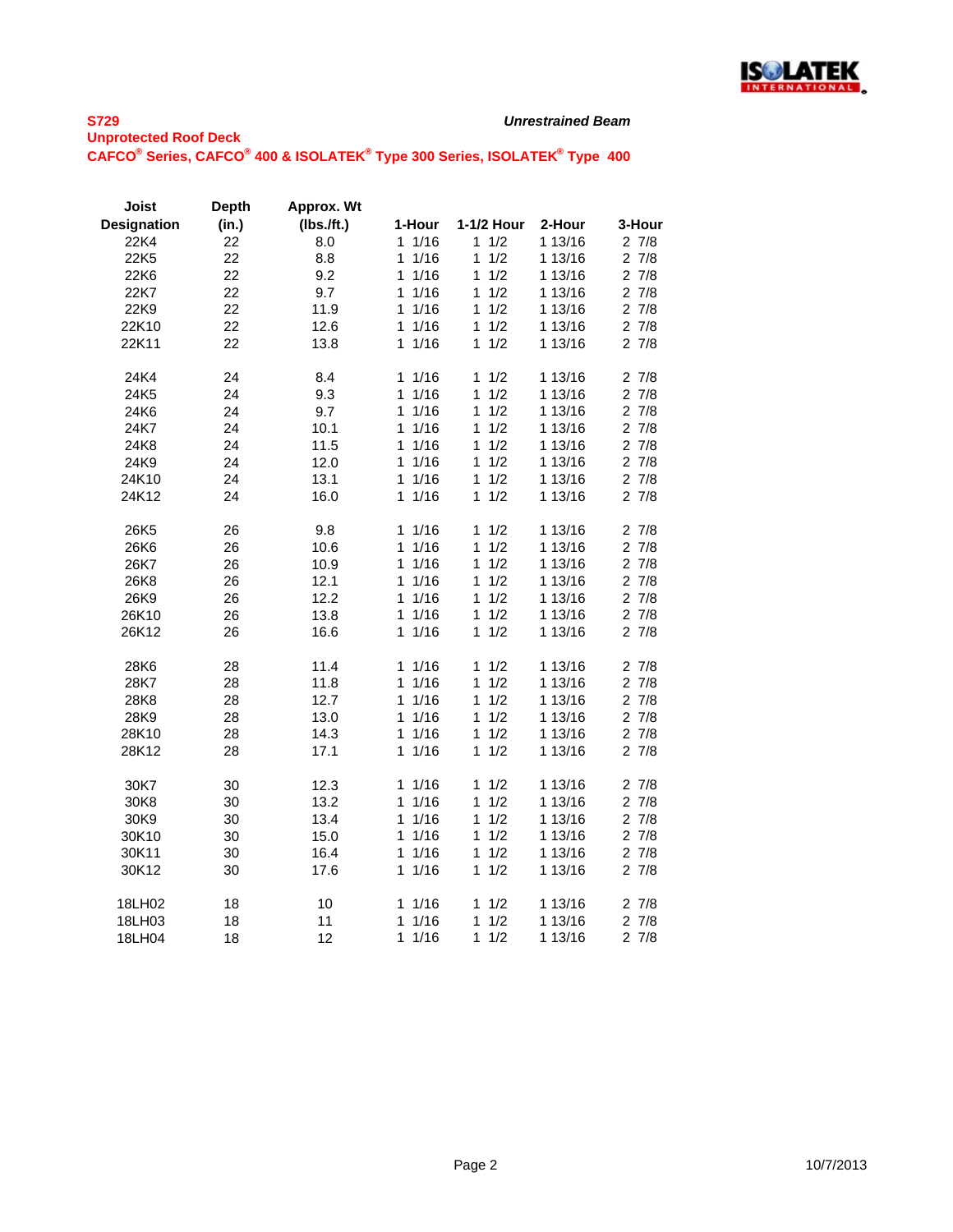**S729** *Unrestrained Beam*

**Unprotected Roof Deck**

**CAFCO® Series, CAFCO® 400 & ISOLATEK® Type 300 Series, ISOLATEK® Type 400**

| Joist Designation | Depth (in.) | Approx. Wt (lbs./ft.) | 1-Hour | 1-1/2 Hour | 2-Hour | 3-Hour |
|---|---|---|---|---|---|---|
| 22K4 | 22 | 8.0 | 1 1/16 | 1 1/2 | 1 13/16 | 2 7/8 |
| 22K5 | 22 | 8.8 | 1 1/16 | 1 1/2 | 1 13/16 | 2 7/8 |
| 22K6 | 22 | 9.2 | 1 1/16 | 1 1/2 | 1 13/16 | 2 7/8 |
| 22K7 | 22 | 9.7 | 1 1/16 | 1 1/2 | 1 13/16 | 2 7/8 |
| 22K9 | 22 | 11.9 | 1 1/16 | 1 1/2 | 1 13/16 | 2 7/8 |
| 22K10 | 22 | 12.6 | 1 1/16 | 1 1/2 | 1 13/16 | 2 7/8 |
| 22K11 | 22 | 13.8 | 1 1/16 | 1 1/2 | 1 13/16 | 2 7/8 |
| 24K4 | 24 | 8.4 | 1 1/16 | 1 1/2 | 1 13/16 | 2 7/8 |
| 24K5 | 24 | 9.3 | 1 1/16 | 1 1/2 | 1 13/16 | 2 7/8 |
| 24K6 | 24 | 9.7 | 1 1/16 | 1 1/2 | 1 13/16 | 2 7/8 |
| 24K7 | 24 | 10.1 | 1 1/16 | 1 1/2 | 1 13/16 | 2 7/8 |
| 24K8 | 24 | 11.5 | 1 1/16 | 1 1/2 | 1 13/16 | 2 7/8 |
| 24K9 | 24 | 12.0 | 1 1/16 | 1 1/2 | 1 13/16 | 2 7/8 |
| 24K10 | 24 | 13.1 | 1 1/16 | 1 1/2 | 1 13/16 | 2 7/8 |
| 24K12 | 24 | 16.0 | 1 1/16 | 1 1/2 | 1 13/16 | 2 7/8 |
| 26K5 | 26 | 9.8 | 1 1/16 | 1 1/2 | 1 13/16 | 2 7/8 |
| 26K6 | 26 | 10.6 | 1 1/16 | 1 1/2 | 1 13/16 | 2 7/8 |
| 26K7 | 26 | 10.9 | 1 1/16 | 1 1/2 | 1 13/16 | 2 7/8 |
| 26K8 | 26 | 12.1 | 1 1/16 | 1 1/2 | 1 13/16 | 2 7/8 |
| 26K9 | 26 | 12.2 | 1 1/16 | 1 1/2 | 1 13/16 | 2 7/8 |
| 26K10 | 26 | 13.8 | 1 1/16 | 1 1/2 | 1 13/16 | 2 7/8 |
| 26K12 | 26 | 16.6 | 1 1/16 | 1 1/2 | 1 13/16 | 2 7/8 |
| 28K6 | 28 | 11.4 | 1 1/16 | 1 1/2 | 1 13/16 | 2 7/8 |
| 28K7 | 28 | 11.8 | 1 1/16 | 1 1/2 | 1 13/16 | 2 7/8 |
| 28K8 | 28 | 12.7 | 1 1/16 | 1 1/2 | 1 13/16 | 2 7/8 |
| 28K9 | 28 | 13.0 | 1 1/16 | 1 1/2 | 1 13/16 | 2 7/8 |
| 28K10 | 28 | 14.3 | 1 1/16 | 1 1/2 | 1 13/16 | 2 7/8 |
| 28K12 | 28 | 17.1 | 1 1/16 | 1 1/2 | 1 13/16 | 2 7/8 |
| 30K7 | 30 | 12.3 | 1 1/16 | 1 1/2 | 1 13/16 | 2 7/8 |
| 30K8 | 30 | 13.2 | 1 1/16 | 1 1/2 | 1 13/16 | 2 7/8 |
| 30K9 | 30 | 13.4 | 1 1/16 | 1 1/2 | 1 13/16 | 2 7/8 |
| 30K10 | 30 | 15.0 | 1 1/16 | 1 1/2 | 1 13/16 | 2 7/8 |
| 30K11 | 30 | 16.4 | 1 1/16 | 1 1/2 | 1 13/16 | 2 7/8 |
| 30K12 | 30 | 17.6 | 1 1/16 | 1 1/2 | 1 13/16 | 2 7/8 |
| 18LH02 | 18 | 10 | 1 1/16 | 1 1/2 | 1 13/16 | 2 7/8 |
| 18LH03 | 18 | 11 | 1 1/16 | 1 1/2 | 1 13/16 | 2 7/8 |
| 18LH04 | 18 | 12 | 1 1/16 | 1 1/2 | 1 13/16 | 2 7/8 |

10/7/2013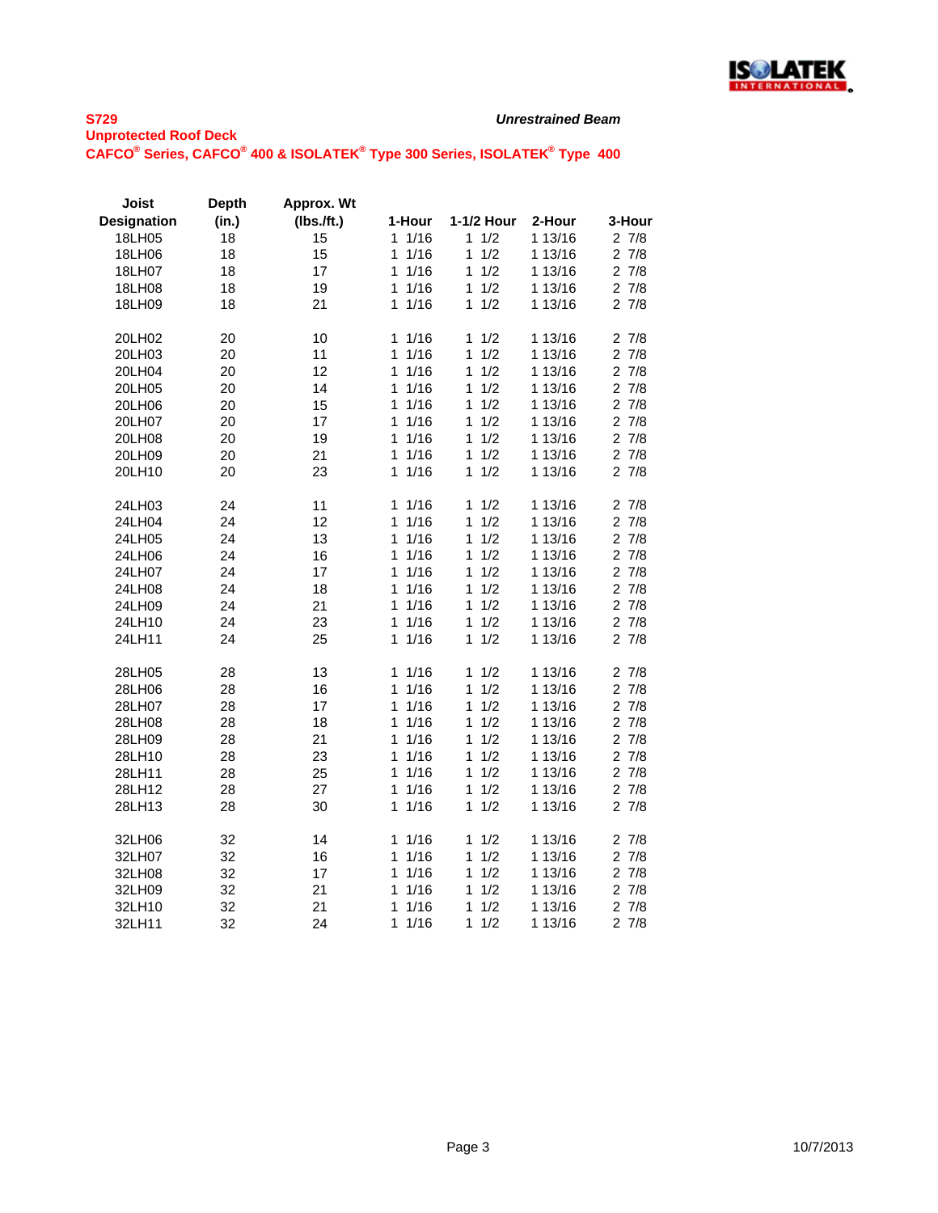**S729**

*Unrestrained Beam*

**Unprotected Roof Deck**

**CAFCO® Series, CAFCO® 400 & ISOLATEK® Type 300 Series, ISOLATEK® Type 400**

| Joist Designation | Depth (in.) | Approx. Wt (lbs./ft.) | 1-Hour | 1-1/2 Hour | 2-Hour | 3-Hour |
|---|---|---|---|---|---|---|
| 18LH05 | 18 | 15 | 1 1/16 | 1 1/2 | 1 13/16 | 2 7/8 |
| 18LH06 | 18 | 15 | 1 1/16 | 1 1/2 | 1 13/16 | 2 7/8 |
| 18LH07 | 18 | 17 | 1 1/16 | 1 1/2 | 1 13/16 | 2 7/8 |
| 18LH08 | 18 | 19 | 1 1/16 | 1 1/2 | 1 13/16 | 2 7/8 |
| 18LH09 | 18 | 21 | 1 1/16 | 1 1/2 | 1 13/16 | 2 7/8 |
| | | | | | | |
| 20LH02 | 20 | 10 | 1 1/16 | 1 1/2 | 1 13/16 | 2 7/8 |
| 20LH03 | 20 | 11 | 1 1/16 | 1 1/2 | 1 13/16 | 2 7/8 |
| 20LH04 | 20 | 12 | 1 1/16 | 1 1/2 | 1 13/16 | 2 7/8 |
| 20LH05 | 20 | 14 | 1 1/16 | 1 1/2 | 1 13/16 | 2 7/8 |
| 20LH06 | 20 | 15 | 1 1/16 | 1 1/2 | 1 13/16 | 2 7/8 |
| 20LH07 | 20 | 17 | 1 1/16 | 1 1/2 | 1 13/16 | 2 7/8 |
| 20LH08 | 20 | 19 | 1 1/16 | 1 1/2 | 1 13/16 | 2 7/8 |
| 20LH09 | 20 | 21 | 1 1/16 | 1 1/2 | 1 13/16 | 2 7/8 |
| 20LH10 | 20 | 23 | 1 1/16 | 1 1/2 | 1 13/16 | 2 7/8 |
| | | | | | | |
| 24LH03 | 24 | 11 | 1 1/16 | 1 1/2 | 1 13/16 | 2 7/8 |
| 24LH04 | 24 | 12 | 1 1/16 | 1 1/2 | 1 13/16 | 2 7/8 |
| 24LH05 | 24 | 13 | 1 1/16 | 1 1/2 | 1 13/16 | 2 7/8 |
| 24LH06 | 24 | 16 | 1 1/16 | 1 1/2 | 1 13/16 | 2 7/8 |
| 24LH07 | 24 | 17 | 1 1/16 | 1 1/2 | 1 13/16 | 2 7/8 |
| 24LH08 | 24 | 18 | 1 1/16 | 1 1/2 | 1 13/16 | 2 7/8 |
| 24LH09 | 24 | 21 | 1 1/16 | 1 1/2 | 1 13/16 | 2 7/8 |
| 24LH10 | 24 | 23 | 1 1/16 | 1 1/2 | 1 13/16 | 2 7/8 |
| 24LH11 | 24 | 25 | 1 1/16 | 1 1/2 | 1 13/16 | 2 7/8 |
| | | | | | | |
| 28LH05 | 28 | 13 | 1 1/16 | 1 1/2 | 1 13/16 | 2 7/8 |
| 28LH06 | 28 | 16 | 1 1/16 | 1 1/2 | 1 13/16 | 2 7/8 |
| 28LH07 | 28 | 17 | 1 1/16 | 1 1/2 | 1 13/16 | 2 7/8 |
| 28LH08 | 28 | 18 | 1 1/16 | 1 1/2 | 1 13/16 | 2 7/8 |
| 28LH09 | 28 | 21 | 1 1/16 | 1 1/2 | 1 13/16 | 2 7/8 |
| 28LH10 | 28 | 23 | 1 1/16 | 1 1/2 | 1 13/16 | 2 7/8 |
| 28LH11 | 28 | 25 | 1 1/16 | 1 1/2 | 1 13/16 | 2 7/8 |
| 28LH12 | 28 | 27 | 1 1/16 | 1 1/2 | 1 13/16 | 2 7/8 |
| 28LH13 | 28 | 30 | 1 1/16 | 1 1/2 | 1 13/16 | 2 7/8 |
| | | | | | | |
| 32LH06 | 32 | 14 | 1 1/16 | 1 1/2 | 1 13/16 | 2 7/8 |
| 32LH07 | 32 | 16 | 1 1/16 | 1 1/2 | 1 13/16 | 2 7/8 |
| 32LH08 | 32 | 17 | 1 1/16 | 1 1/2 | 1 13/16 | 2 7/8 |
| 32LH09 | 32 | 21 | 1 1/16 | 1 1/2 | 1 13/16 | 2 7/8 |
| 32LH10 | 32 | 21 | 1 1/16 | 1 1/2 | 1 13/16 | 2 7/8 |
| 32LH11 | 32 | 24 | 1 1/16 | 1 1/2 | 1 13/16 | 2 7/8 |

10/7/2013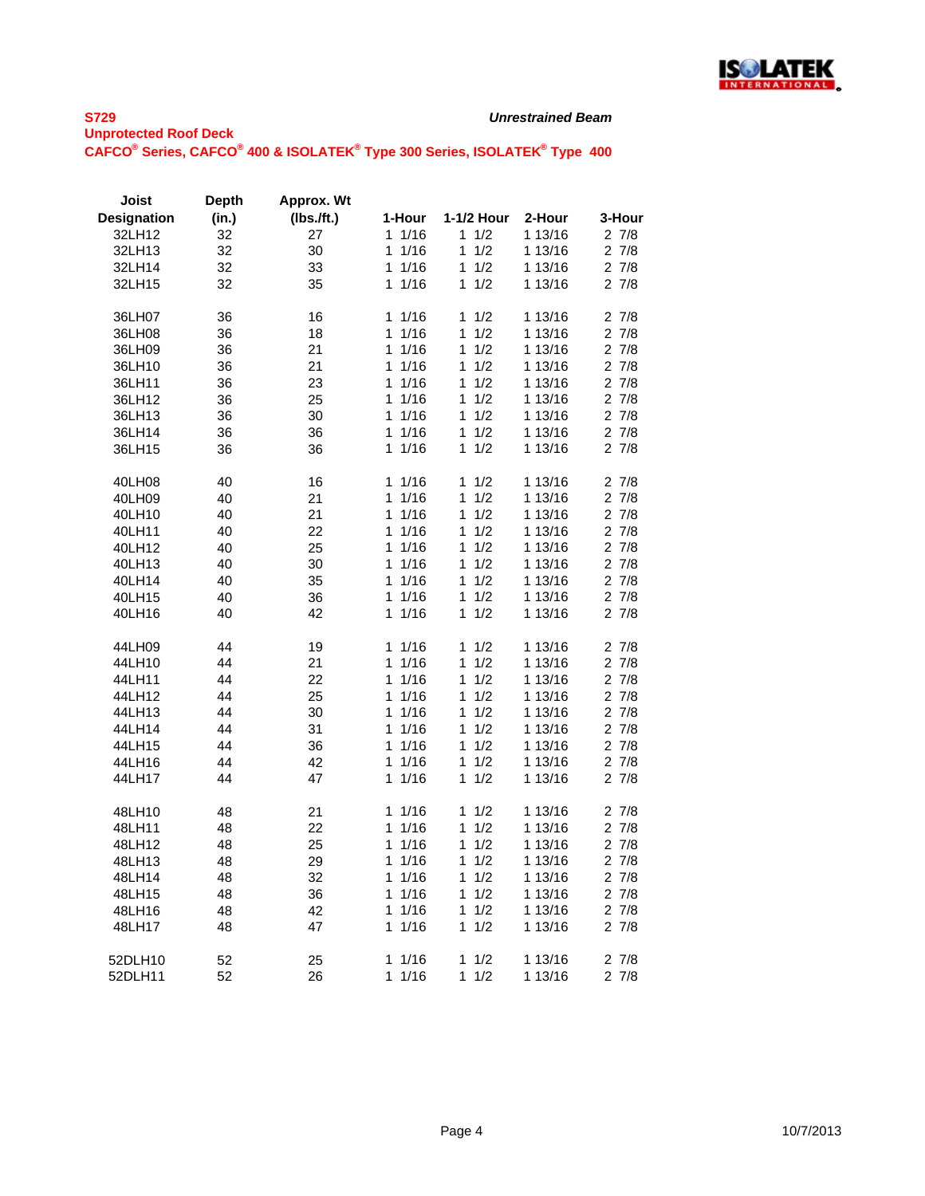**S729**

*Unrestrained Beam*

**Unprotected Roof Deck**

**CAFCO® Series, CAFCO® 400 & ISOLATEK® Type 300 Series, ISOLATEK® Type 400**

| Joist Designation | Depth (in.) | Approx. Wt (lbs./ft.) | 1-Hour | 1-1/2 Hour | 2-Hour | 3-Hour |
|---|---|---|---|---|---|---|
| 32LH12 | 32 | 27 | 1 1/16 | 1 1/2 | 1 13/16 | 2 7/8 |
| 32LH13 | 32 | 30 | 1 1/16 | 1 1/2 | 1 13/16 | 2 7/8 |
| 32LH14 | 32 | 33 | 1 1/16 | 1 1/2 | 1 13/16 | 2 7/8 |
| 32LH15 | 32 | 35 | 1 1/16 | 1 1/2 | 1 13/16 | 2 7/8 |
| | | | | | | |
| 36LH07 | 36 | 16 | 1 1/16 | 1 1/2 | 1 13/16 | 2 7/8 |
| 36LH08 | 36 | 18 | 1 1/16 | 1 1/2 | 1 13/16 | 2 7/8 |
| 36LH09 | 36 | 21 | 1 1/16 | 1 1/2 | 1 13/16 | 2 7/8 |
| 36LH10 | 36 | 21 | 1 1/16 | 1 1/2 | 1 13/16 | 2 7/8 |
| 36LH11 | 36 | 23 | 1 1/16 | 1 1/2 | 1 13/16 | 2 7/8 |
| 36LH12 | 36 | 25 | 1 1/16 | 1 1/2 | 1 13/16 | 2 7/8 |
| 36LH13 | 36 | 30 | 1 1/16 | 1 1/2 | 1 13/16 | 2 7/8 |
| 36LH14 | 36 | 36 | 1 1/16 | 1 1/2 | 1 13/16 | 2 7/8 |
| 36LH15 | 36 | 36 | 1 1/16 | 1 1/2 | 1 13/16 | 2 7/8 |
| | | | | | | |
| 40LH08 | 40 | 16 | 1 1/16 | 1 1/2 | 1 13/16 | 2 7/8 |
| 40LH09 | 40 | 21 | 1 1/16 | 1 1/2 | 1 13/16 | 2 7/8 |
| 40LH10 | 40 | 21 | 1 1/16 | 1 1/2 | 1 13/16 | 2 7/8 |
| 40LH11 | 40 | 22 | 1 1/16 | 1 1/2 | 1 13/16 | 2 7/8 |
| 40LH12 | 40 | 25 | 1 1/16 | 1 1/2 | 1 13/16 | 2 7/8 |
| 40LH13 | 40 | 30 | 1 1/16 | 1 1/2 | 1 13/16 | 2 7/8 |
| 40LH14 | 40 | 35 | 1 1/16 | 1 1/2 | 1 13/16 | 2 7/8 |
| 40LH15 | 40 | 36 | 1 1/16 | 1 1/2 | 1 13/16 | 2 7/8 |
| 40LH16 | 40 | 42 | 1 1/16 | 1 1/2 | 1 13/16 | 2 7/8 |
| | | | | | | |
| 44LH09 | 44 | 19 | 1 1/16 | 1 1/2 | 1 13/16 | 2 7/8 |
| 44LH10 | 44 | 21 | 1 1/16 | 1 1/2 | 1 13/16 | 2 7/8 |
| 44LH11 | 44 | 22 | 1 1/16 | 1 1/2 | 1 13/16 | 2 7/8 |
| 44LH12 | 44 | 25 | 1 1/16 | 1 1/2 | 1 13/16 | 2 7/8 |
| 44LH13 | 44 | 30 | 1 1/16 | 1 1/2 | 1 13/16 | 2 7/8 |
| 44LH14 | 44 | 31 | 1 1/16 | 1 1/2 | 1 13/16 | 2 7/8 |
| 44LH15 | 44 | 36 | 1 1/16 | 1 1/2 | 1 13/16 | 2 7/8 |
| 44LH16 | 44 | 42 | 1 1/16 | 1 1/2 | 1 13/16 | 2 7/8 |
| 44LH17 | 44 | 47 | 1 1/16 | 1 1/2 | 1 13/16 | 2 7/8 |
| | | | | | | |
| 48LH10 | 48 | 21 | 1 1/16 | 1 1/2 | 1 13/16 | 2 7/8 |
| 48LH11 | 48 | 22 | 1 1/16 | 1 1/2 | 1 13/16 | 2 7/8 |
| 48LH12 | 48 | 25 | 1 1/16 | 1 1/2 | 1 13/16 | 2 7/8 |
| 48LH13 | 48 | 29 | 1 1/16 | 1 1/2 | 1 13/16 | 2 7/8 |
| 48LH14 | 48 | 32 | 1 1/16 | 1 1/2 | 1 13/16 | 2 7/8 |
| 48LH15 | 48 | 36 | 1 1/16 | 1 1/2 | 1 13/16 | 2 7/8 |
| 48LH16 | 48 | 42 | 1 1/16 | 1 1/2 | 1 13/16 | 2 7/8 |
| 48LH17 | 48 | 47 | 1 1/16 | 1 1/2 | 1 13/16 | 2 7/8 |
| | | | | | | |
| 52DLH10 | 52 | 25 | 1 1/16 | 1 1/2 | 1 13/16 | 2 7/8 |
| 52DLH11 | 52 | 26 | 1 1/16 | 1 1/2 | 1 13/16 | 2 7/8 |

10/7/2013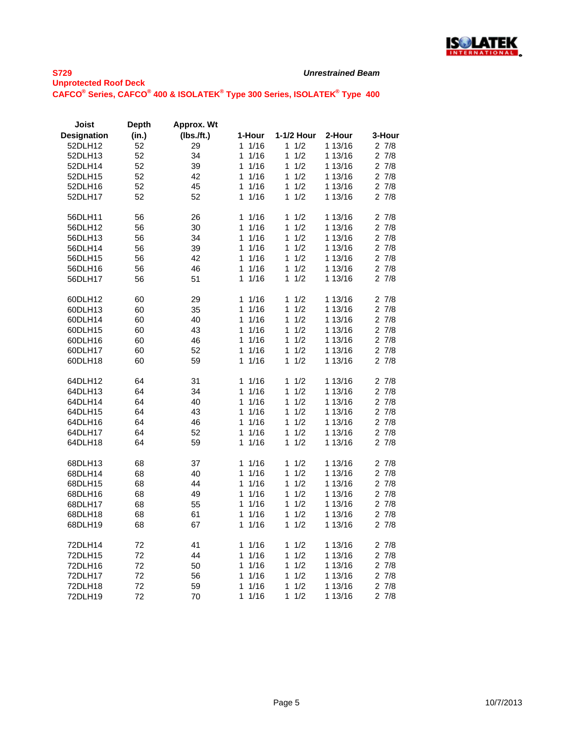**S729**

*Unrestrained Beam*

**Unprotected Roof Deck**

**CAFCO® Series, CAFCO® 400 & ISOLATEK® Type 300 Series, ISOLATEK® Type 400**

| Joist Designation | Depth (in.) | Approx. Wt (lbs./ft.) | 1-Hour | 1-1/2 Hour | 2-Hour | 3-Hour |
|---|---|---|---|---|---|---|
| 52DLH12 | 52 | 29 | 1 1/16 | 1 1/2 | 1 13/16 | 2 7/8 |
| 52DLH13 | 52 | 34 | 1 1/16 | 1 1/2 | 1 13/16 | 2 7/8 |
| 52DLH14 | 52 | 39 | 1 1/16 | 1 1/2 | 1 13/16 | 2 7/8 |
| 52DLH15 | 52 | 42 | 1 1/16 | 1 1/2 | 1 13/16 | 2 7/8 |
| 52DLH16 | 52 | 45 | 1 1/16 | 1 1/2 | 1 13/16 | 2 7/8 |
| 52DLH17 | 52 | 52 | 1 1/16 | 1 1/2 | 1 13/16 | 2 7/8 |
| 56DLH11 | 56 | 26 | 1 1/16 | 1 1/2 | 1 13/16 | 2 7/8 |
| 56DLH12 | 56 | 30 | 1 1/16 | 1 1/2 | 1 13/16 | 2 7/8 |
| 56DLH13 | 56 | 34 | 1 1/16 | 1 1/2 | 1 13/16 | 2 7/8 |
| 56DLH14 | 56 | 39 | 1 1/16 | 1 1/2 | 1 13/16 | 2 7/8 |
| 56DLH15 | 56 | 42 | 1 1/16 | 1 1/2 | 1 13/16 | 2 7/8 |
| 56DLH16 | 56 | 46 | 1 1/16 | 1 1/2 | 1 13/16 | 2 7/8 |
| 56DLH17 | 56 | 51 | 1 1/16 | 1 1/2 | 1 13/16 | 2 7/8 |
| 60DLH12 | 60 | 29 | 1 1/16 | 1 1/2 | 1 13/16 | 2 7/8 |
| 60DLH13 | 60 | 35 | 1 1/16 | 1 1/2 | 1 13/16 | 2 7/8 |
| 60DLH14 | 60 | 40 | 1 1/16 | 1 1/2 | 1 13/16 | 2 7/8 |
| 60DLH15 | 60 | 43 | 1 1/16 | 1 1/2 | 1 13/16 | 2 7/8 |
| 60DLH16 | 60 | 46 | 1 1/16 | 1 1/2 | 1 13/16 | 2 7/8 |
| 60DLH17 | 60 | 52 | 1 1/16 | 1 1/2 | 1 13/16 | 2 7/8 |
| 60DLH18 | 60 | 59 | 1 1/16 | 1 1/2 | 1 13/16 | 2 7/8 |
| 64DLH12 | 64 | 31 | 1 1/16 | 1 1/2 | 1 13/16 | 2 7/8 |
| 64DLH13 | 64 | 34 | 1 1/16 | 1 1/2 | 1 13/16 | 2 7/8 |
| 64DLH14 | 64 | 40 | 1 1/16 | 1 1/2 | 1 13/16 | 2 7/8 |
| 64DLH15 | 64 | 43 | 1 1/16 | 1 1/2 | 1 13/16 | 2 7/8 |
| 64DLH16 | 64 | 46 | 1 1/16 | 1 1/2 | 1 13/16 | 2 7/8 |
| 64DLH17 | 64 | 52 | 1 1/16 | 1 1/2 | 1 13/16 | 2 7/8 |
| 64DLH18 | 64 | 59 | 1 1/16 | 1 1/2 | 1 13/16 | 2 7/8 |
| 68DLH13 | 68 | 37 | 1 1/16 | 1 1/2 | 1 13/16 | 2 7/8 |
| 68DLH14 | 68 | 40 | 1 1/16 | 1 1/2 | 1 13/16 | 2 7/8 |
| 68DLH15 | 68 | 44 | 1 1/16 | 1 1/2 | 1 13/16 | 2 7/8 |
| 68DLH16 | 68 | 49 | 1 1/16 | 1 1/2 | 1 13/16 | 2 7/8 |
| 68DLH17 | 68 | 55 | 1 1/16 | 1 1/2 | 1 13/16 | 2 7/8 |
| 68DLH18 | 68 | 61 | 1 1/16 | 1 1/2 | 1 13/16 | 2 7/8 |
| 68DLH19 | 68 | 67 | 1 1/16 | 1 1/2 | 1 13/16 | 2 7/8 |
| 72DLH14 | 72 | 41 | 1 1/16 | 1 1/2 | 1 13/16 | 2 7/8 |
| 72DLH15 | 72 | 44 | 1 1/16 | 1 1/2 | 1 13/16 | 2 7/8 |
| 72DLH16 | 72 | 50 | 1 1/16 | 1 1/2 | 1 13/16 | 2 7/8 |
| 72DLH17 | 72 | 56 | 1 1/16 | 1 1/2 | 1 13/16 | 2 7/8 |
| 72DLH18 | 72 | 59 | 1 1/16 | 1 1/2 | 1 13/16 | 2 7/8 |
| 72DLH19 | 72 | 70 | 1 1/16 | 1 1/2 | 1 13/16 | 2 7/8 |

10/7/2013